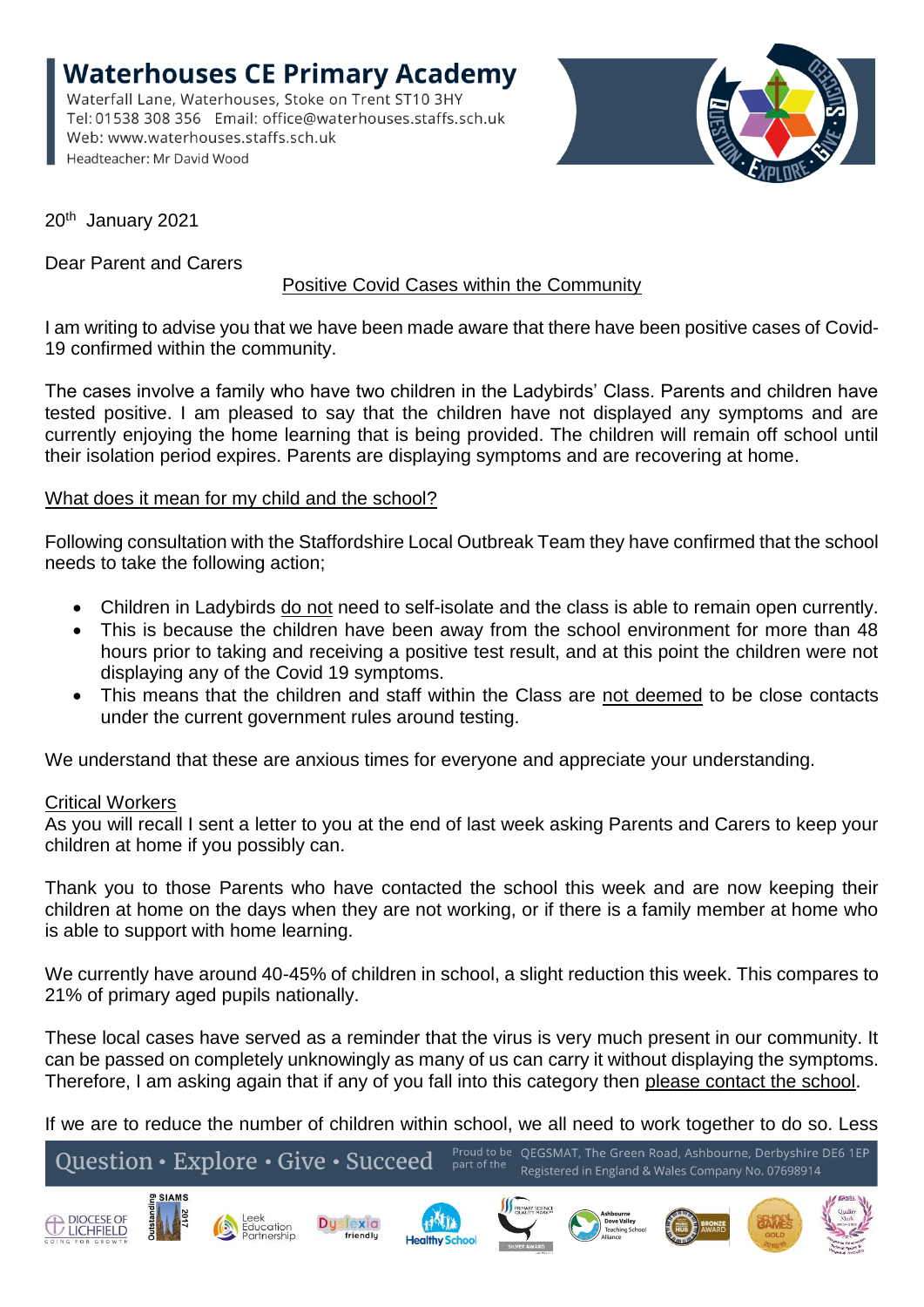# Waterhouses CE Primary Academy

Waterfall Lane, Waterhouses, Stoke on Trent ST10 3HY
Tel: 01538 308 356 Email: office@waterhouses.staffs.sch.uk
Web: www.waterhouses.staffs.sch.uk
Headteacher: Mr David Wood

20th January 2021

Dear Parent and Carers

Positive Covid Cases within the Community

I am writing to advise you that we have been made aware that there have been positive cases of Covid-19 confirmed within the community.

The cases involve a family who have two children in the Ladybirds' Class. Parents and children have tested positive. I am pleased to say that the children have not displayed any symptoms and are currently enjoying the home learning that is being provided. The children will remain off school until their isolation period expires. Parents are displaying symptoms and are recovering at home.

What does it mean for my child and the school?

Following consultation with the Staffordshire Local Outbreak Team they have confirmed that the school needs to take the following action;

- Children in Ladybirds do not need to self-isolate and the class is able to remain open currently.
- This is because the children have been away from the school environment for more than 48 hours prior to taking and receiving a positive test result, and at this point the children were not displaying any of the Covid 19 symptoms.
- This means that the children and staff within the Class are not deemed to be close contacts under the current government rules around testing.

We understand that these are anxious times for everyone and appreciate your understanding.

Critical Workers
As you will recall I sent a letter to you at the end of last week asking Parents and Carers to keep your children at home if you possibly can.

Thank you to those Parents who have contacted the school this week and are now keeping their children at home on the days when they are not working, or if there is a family member at home who is able to support with home learning.

We currently have around 40-45% of children in school, a slight reduction this week. This compares to 21% of primary aged pupils nationally.

These local cases have served as a reminder that the virus is very much present in our community. It can be passed on completely unknowingly as many of us can carry it without displaying the symptoms. Therefore, I am asking again that if any of you fall into this category then please contact the school.

If we are to reduce the number of children within school, we all need to work together to do so. Less

Question • Explore • Give • Succeed — Proud to be part of the QEGSMAT, The Green Road, Ashbourne, Derbyshire DE6 1EP. Registered in England & Wales Company No. 07698914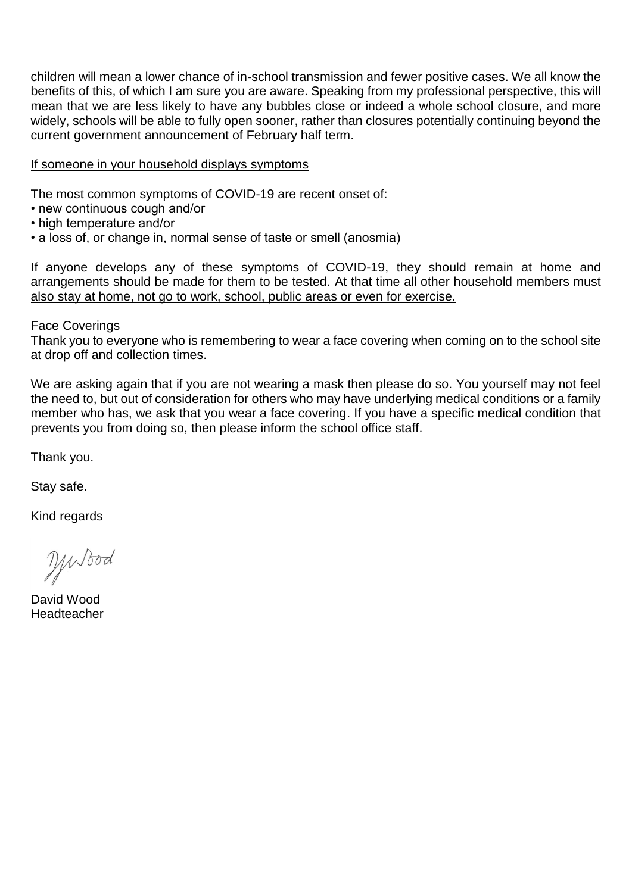children will mean a lower chance of in-school transmission and fewer positive cases. We all know the benefits of this, of which I am sure you are aware. Speaking from my professional perspective, this will mean that we are less likely to have any bubbles close or indeed a whole school closure, and more widely, schools will be able to fully open sooner, rather than closures potentially continuing beyond the current government announcement of February half term.

<u>If someone in your household displays symptoms</u>

The most common symptoms of COVID-19 are recent onset of:

- new continuous cough and/or
- high temperature and/or
- a loss of, or change in, normal sense of taste or smell (anosmia)

If anyone develops any of these symptoms of COVID-19, they should remain at home and arrangements should be made for them to be tested. <u>At that time all other household members must also stay at home, not go to work, school, public areas or even for exercise.</u>

<u>Face Coverings</u>

Thank you to everyone who is remembering to wear a face covering when coming on to the school site at drop off and collection times.

We are asking again that if you are not wearing a mask then please do so. You yourself may not feel the need to, but out of consideration for others who may have underlying medical conditions or a family member who has, we ask that you wear a face covering. If you have a specific medical condition that prevents you from doing so, then please inform the school office staff.

Thank you.

Stay safe.

Kind regards

DJWood

David Wood
Headteacher